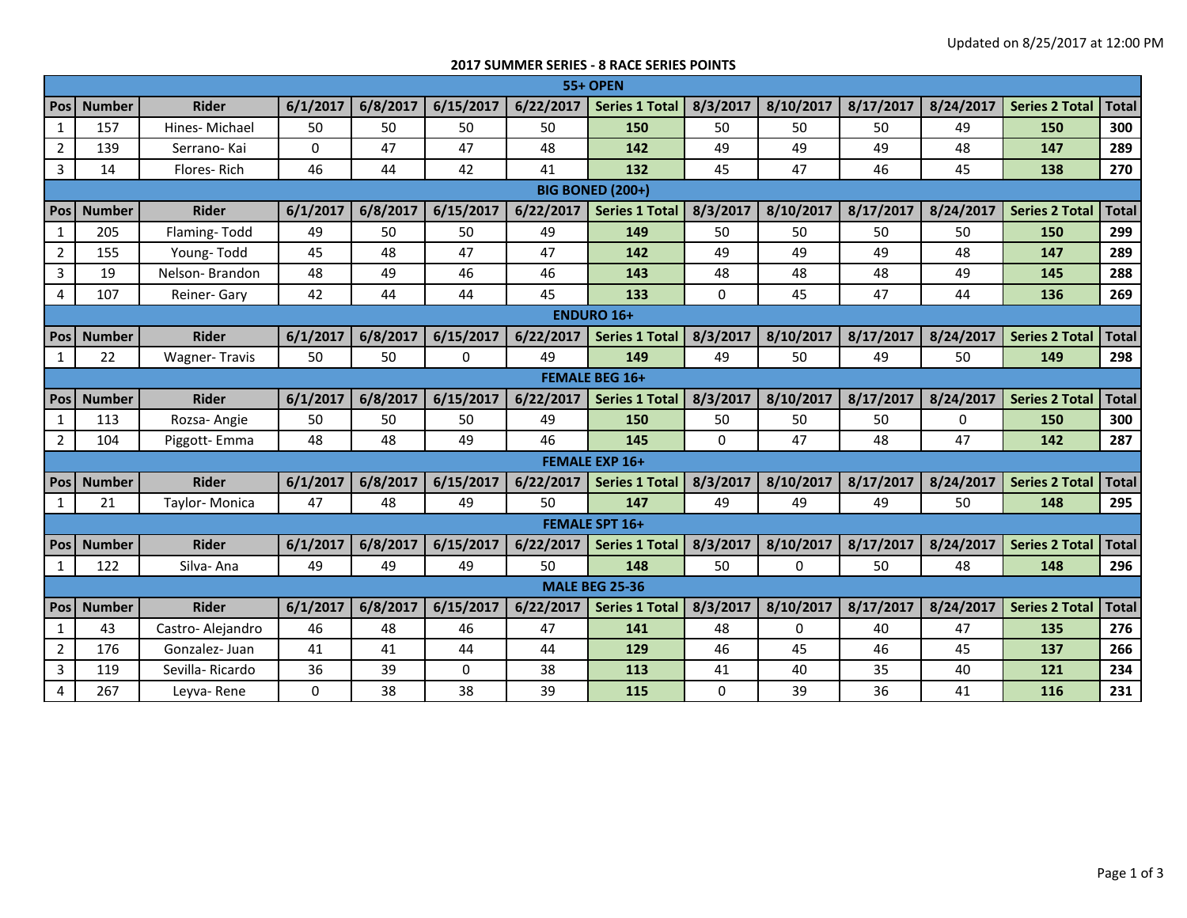Updated on 8/25/2017 at 12:00 PM

## 2017 SUMMER SERIES - 8 RACE SERIES POINTS

### 55+ OPEN

| Pos | Number | Rider | 6/1/2017 | 6/8/2017 | 6/15/2017 | 6/22/2017 | Series 1 Total | 8/3/2017 | 8/10/2017 | 8/17/2017 | 8/24/2017 | Series 2 Total | Total |
|---|---|---|---|---|---|---|---|---|---|---|---|---|---|
| 1 | 157 | Hines- Michael | 50 | 50 | 50 | 50 | **150** | 50 | 50 | 50 | 49 | **150** | **300** |
| 2 | 139 | Serrano- Kai | 0 | 47 | 47 | 48 | **142** | 49 | 49 | 49 | 48 | **147** | **289** |
| 3 | 14 | Flores- Rich | 46 | 44 | 42 | 41 | **132** | 45 | 47 | 46 | 45 | **138** | **270** |

### BIG BONED (200+)

| Pos | Number | Rider | 6/1/2017 | 6/8/2017 | 6/15/2017 | 6/22/2017 | Series 1 Total | 8/3/2017 | 8/10/2017 | 8/17/2017 | 8/24/2017 | Series 2 Total | Total |
|---|---|---|---|---|---|---|---|---|---|---|---|---|---|
| 1 | 205 | Flaming- Todd | 49 | 50 | 50 | 49 | **149** | 50 | 50 | 50 | 50 | **150** | **299** |
| 2 | 155 | Young- Todd | 45 | 48 | 47 | 47 | **142** | 49 | 49 | 49 | 48 | **147** | **289** |
| 3 | 19 | Nelson- Brandon | 48 | 49 | 46 | 46 | **143** | 48 | 48 | 48 | 49 | **145** | **288** |
| 4 | 107 | Reiner- Gary | 42 | 44 | 44 | 45 | **133** | 0 | 45 | 47 | 44 | **136** | **269** |

### ENDURO 16+

| Pos | Number | Rider | 6/1/2017 | 6/8/2017 | 6/15/2017 | 6/22/2017 | Series 1 Total | 8/3/2017 | 8/10/2017 | 8/17/2017 | 8/24/2017 | Series 2 Total | Total |
|---|---|---|---|---|---|---|---|---|---|---|---|---|---|
| 1 | 22 | Wagner- Travis | 50 | 50 | 0 | 49 | **149** | 49 | 50 | 49 | 50 | **149** | **298** |

### FEMALE BEG 16+

| Pos | Number | Rider | 6/1/2017 | 6/8/2017 | 6/15/2017 | 6/22/2017 | Series 1 Total | 8/3/2017 | 8/10/2017 | 8/17/2017 | 8/24/2017 | Series 2 Total | Total |
|---|---|---|---|---|---|---|---|---|---|---|---|---|---|
| 1 | 113 | Rozsa- Angie | 50 | 50 | 50 | 49 | **150** | 50 | 50 | 50 | 0 | **150** | **300** |
| 2 | 104 | Piggott- Emma | 48 | 48 | 49 | 46 | **145** | 0 | 47 | 48 | 47 | **142** | **287** |

### FEMALE EXP 16+

| Pos | Number | Rider | 6/1/2017 | 6/8/2017 | 6/15/2017 | 6/22/2017 | Series 1 Total | 8/3/2017 | 8/10/2017 | 8/17/2017 | 8/24/2017 | Series 2 Total | Total |
|---|---|---|---|---|---|---|---|---|---|---|---|---|---|
| 1 | 21 | Taylor- Monica | 47 | 48 | 49 | 50 | **147** | 49 | 49 | 49 | 50 | **148** | **295** |

### FEMALE SPT 16+

| Pos | Number | Rider | 6/1/2017 | 6/8/2017 | 6/15/2017 | 6/22/2017 | Series 1 Total | 8/3/2017 | 8/10/2017 | 8/17/2017 | 8/24/2017 | Series 2 Total | Total |
|---|---|---|---|---|---|---|---|---|---|---|---|---|---|
| 1 | 122 | Silva- Ana | 49 | 49 | 49 | 50 | **148** | 50 | 0 | 50 | 48 | **148** | **296** |

### MALE BEG 25-36

| Pos | Number | Rider | 6/1/2017 | 6/8/2017 | 6/15/2017 | 6/22/2017 | Series 1 Total | 8/3/2017 | 8/10/2017 | 8/17/2017 | 8/24/2017 | Series 2 Total | Total |
|---|---|---|---|---|---|---|---|---|---|---|---|---|---|
| 1 | 43 | Castro- Alejandro | 46 | 48 | 46 | 47 | **141** | 48 | 0 | 40 | 47 | **135** | **276** |
| 2 | 176 | Gonzalez- Juan | 41 | 41 | 44 | 44 | **129** | 46 | 45 | 46 | 45 | **137** | **266** |
| 3 | 119 | Sevilla- Ricardo | 36 | 39 | 0 | 38 | **113** | 41 | 40 | 35 | 40 | **121** | **234** |
| 4 | 267 | Leyva- Rene | 0 | 38 | 38 | 39 | **115** | 0 | 39 | 36 | 41 | **116** | **231** |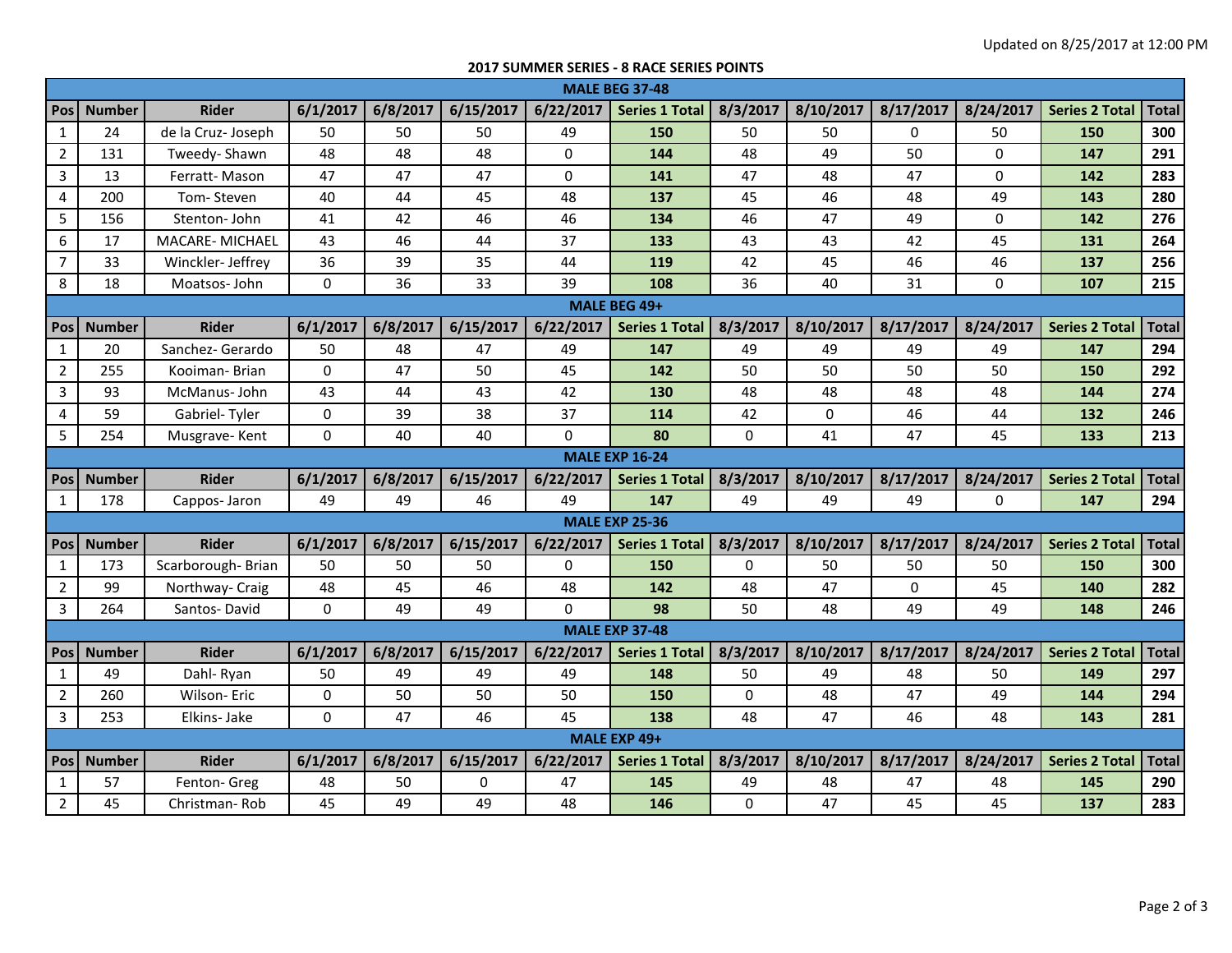Updated on 8/25/2017 at 12:00 PM

**2017 SUMMER SERIES - 8 RACE SERIES POINTS**

| Pos | Number | Rider | 6/1/2017 | 6/8/2017 | 6/15/2017 | 6/22/2017 | Series 1 Total | 8/3/2017 | 8/10/2017 | 8/17/2017 | 8/24/2017 | Series 2 Total | Total |
|---|---|---|---|---|---|---|---|---|---|---|---|---|---|
| **MALE BEG 37-48** | | | | | | | | | | | | | |
| 1 | 24 | de la Cruz- Joseph | 50 | 50 | 50 | 49 | **150** | 50 | 50 | 0 | 50 | **150** | **300** |
| 2 | 131 | Tweedy- Shawn | 48 | 48 | 48 | 0 | **144** | 48 | 49 | 50 | 0 | **147** | **291** |
| 3 | 13 | Ferratt- Mason | 47 | 47 | 47 | 0 | **141** | 47 | 48 | 47 | 0 | **142** | **283** |
| 4 | 200 | Tom- Steven | 40 | 44 | 45 | 48 | **137** | 45 | 46 | 48 | 49 | **143** | **280** |
| 5 | 156 | Stenton- John | 41 | 42 | 46 | 46 | **134** | 46 | 47 | 49 | 0 | **142** | **276** |
| 6 | 17 | MACARE- MICHAEL | 43 | 46 | 44 | 37 | **133** | 43 | 43 | 42 | 45 | **131** | **264** |
| 7 | 33 | Winckler- Jeffrey | 36 | 39 | 35 | 44 | **119** | 42 | 45 | 46 | 46 | **137** | **256** |
| 8 | 18 | Moatsos- John | 0 | 36 | 33 | 39 | **108** | 36 | 40 | 31 | 0 | **107** | **215** |
| **MALE BEG 49+** | | | | | | | | | | | | | |
| 1 | 20 | Sanchez- Gerardo | 50 | 48 | 47 | 49 | **147** | 49 | 49 | 49 | 49 | **147** | **294** |
| 2 | 255 | Kooiman- Brian | 0 | 47 | 50 | 45 | **142** | 50 | 50 | 50 | 50 | **150** | **292** |
| 3 | 93 | McManus- John | 43 | 44 | 43 | 42 | **130** | 48 | 48 | 48 | 48 | **144** | **274** |
| 4 | 59 | Gabriel- Tyler | 0 | 39 | 38 | 37 | **114** | 42 | 0 | 46 | 44 | **132** | **246** |
| 5 | 254 | Musgrave- Kent | 0 | 40 | 40 | 0 | **80** | 0 | 41 | 47 | 45 | **133** | **213** |
| **MALE EXP 16-24** | | | | | | | | | | | | | |
| 1 | 178 | Cappos- Jaron | 49 | 49 | 46 | 49 | **147** | 49 | 49 | 49 | 0 | **147** | **294** |
| **MALE EXP 25-36** | | | | | | | | | | | | | |
| 1 | 173 | Scarborough- Brian | 50 | 50 | 50 | 0 | **150** | 0 | 50 | 50 | 50 | **150** | **300** |
| 2 | 99 | Northway- Craig | 48 | 45 | 46 | 48 | **142** | 48 | 47 | 0 | 45 | **140** | **282** |
| 3 | 264 | Santos- David | 0 | 49 | 49 | 0 | **98** | 50 | 48 | 49 | 49 | **148** | **246** |
| **MALE EXP 37-48** | | | | | | | | | | | | | |
| 1 | 49 | Dahl- Ryan | 50 | 49 | 49 | 49 | **148** | 50 | 49 | 48 | 50 | **149** | **297** |
| 2 | 260 | Wilson- Eric | 0 | 50 | 50 | 50 | **150** | 0 | 48 | 47 | 49 | **144** | **294** |
| 3 | 253 | Elkins- Jake | 0 | 47 | 46 | 45 | **138** | 48 | 47 | 46 | 48 | **143** | **281** |
| **MALE EXP 49+** | | | | | | | | | | | | | |
| 1 | 57 | Fenton- Greg | 48 | 50 | 0 | 47 | **145** | 49 | 48 | 47 | 48 | **145** | **290** |
| 2 | 45 | Christman- Rob | 45 | 49 | 49 | 48 | **146** | 0 | 47 | 45 | 45 | **137** | **283** |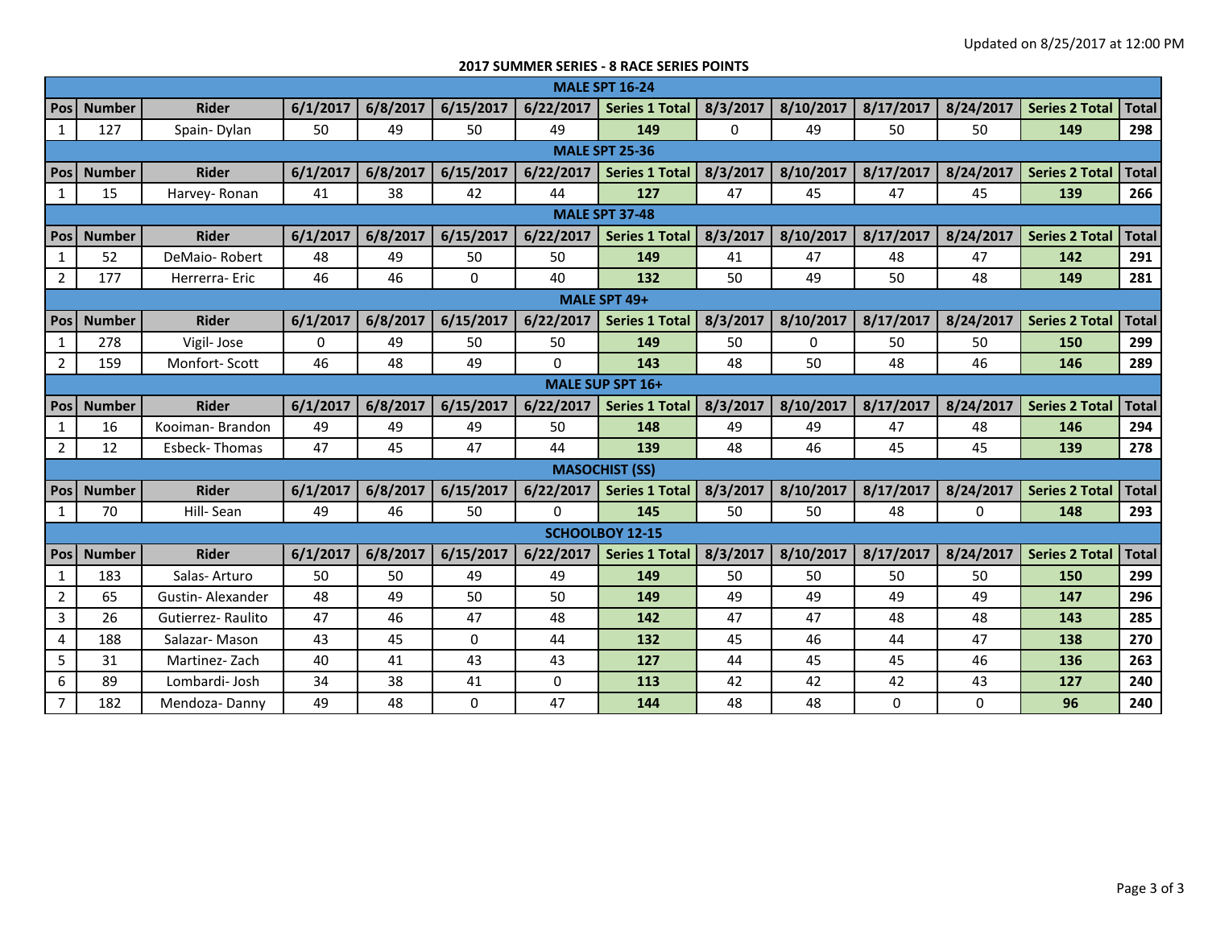Updated on 8/25/2017 at 12:00 PM

**2017 SUMMER SERIES - 8 RACE SERIES POINTS**

| Pos | Number | Rider | 6/1/2017 | 6/8/2017 | 6/15/2017 | 6/22/2017 | Series 1 Total | 8/3/2017 | 8/10/2017 | 8/17/2017 | 8/24/2017 | Series 2 Total | Total |
|---|---|---|---|---|---|---|---|---|---|---|---|---|---|
| **MALE SPT 16-24** | | | | | | | | | | | | | |
| 1 | 127 | Spain- Dylan | 50 | 49 | 50 | 49 | **149** | 0 | 49 | 50 | 50 | **149** | **298** |
| **MALE SPT 25-36** | | | | | | | | | | | | | |
| Pos | Number | Rider | 6/1/2017 | 6/8/2017 | 6/15/2017 | 6/22/2017 | Series 1 Total | 8/3/2017 | 8/10/2017 | 8/17/2017 | 8/24/2017 | Series 2 Total | Total |
| 1 | 15 | Harvey- Ronan | 41 | 38 | 42 | 44 | **127** | 47 | 45 | 47 | 45 | **139** | **266** |
| **MALE SPT 37-48** | | | | | | | | | | | | | |
| Pos | Number | Rider | 6/1/2017 | 6/8/2017 | 6/15/2017 | 6/22/2017 | Series 1 Total | 8/3/2017 | 8/10/2017 | 8/17/2017 | 8/24/2017 | Series 2 Total | Total |
| 1 | 52 | DeMaio- Robert | 48 | 49 | 50 | 50 | **149** | 41 | 47 | 48 | 47 | **142** | **291** |
| 2 | 177 | Herrerra- Eric | 46 | 46 | 0 | 40 | **132** | 50 | 49 | 50 | 48 | **149** | **281** |
| **MALE SPT 49+** | | | | | | | | | | | | | |
| Pos | Number | Rider | 6/1/2017 | 6/8/2017 | 6/15/2017 | 6/22/2017 | Series 1 Total | 8/3/2017 | 8/10/2017 | 8/17/2017 | 8/24/2017 | Series 2 Total | Total |
| 1 | 278 | Vigil- Jose | 0 | 49 | 50 | 50 | **149** | 50 | 0 | 50 | 50 | **150** | **299** |
| 2 | 159 | Monfort- Scott | 46 | 48 | 49 | 0 | **143** | 48 | 50 | 48 | 46 | **146** | **289** |
| **MALE SUP SPT 16+** | | | | | | | | | | | | | |
| Pos | Number | Rider | 6/1/2017 | 6/8/2017 | 6/15/2017 | 6/22/2017 | Series 1 Total | 8/3/2017 | 8/10/2017 | 8/17/2017 | 8/24/2017 | Series 2 Total | Total |
| 1 | 16 | Kooiman- Brandon | 49 | 49 | 49 | 50 | **148** | 49 | 49 | 47 | 48 | **146** | **294** |
| 2 | 12 | Esbeck- Thomas | 47 | 45 | 47 | 44 | **139** | 48 | 46 | 45 | 45 | **139** | **278** |
| **MASOCHIST (SS)** | | | | | | | | | | | | | |
| Pos | Number | Rider | 6/1/2017 | 6/8/2017 | 6/15/2017 | 6/22/2017 | Series 1 Total | 8/3/2017 | 8/10/2017 | 8/17/2017 | 8/24/2017 | Series 2 Total | Total |
| 1 | 70 | Hill- Sean | 49 | 46 | 50 | 0 | **145** | 50 | 50 | 48 | 0 | **148** | **293** |
| **SCHOOLBOY 12-15** | | | | | | | | | | | | | |
| Pos | Number | Rider | 6/1/2017 | 6/8/2017 | 6/15/2017 | 6/22/2017 | Series 1 Total | 8/3/2017 | 8/10/2017 | 8/17/2017 | 8/24/2017 | Series 2 Total | Total |
| 1 | 183 | Salas- Arturo | 50 | 50 | 49 | 49 | **149** | 50 | 50 | 50 | 50 | **150** | **299** |
| 2 | 65 | Gustin- Alexander | 48 | 49 | 50 | 50 | **149** | 49 | 49 | 49 | 49 | **147** | **296** |
| 3 | 26 | Gutierrez- Raulito | 47 | 46 | 47 | 48 | **142** | 47 | 47 | 48 | 48 | **143** | **285** |
| 4 | 188 | Salazar- Mason | 43 | 45 | 0 | 44 | **132** | 45 | 46 | 44 | 47 | **138** | **270** |
| 5 | 31 | Martinez- Zach | 40 | 41 | 43 | 43 | **127** | 44 | 45 | 45 | 46 | **136** | **263** |
| 6 | 89 | Lombardi- Josh | 34 | 38 | 41 | 0 | **113** | 42 | 42 | 42 | 43 | **127** | **240** |
| 7 | 182 | Mendoza- Danny | 49 | 48 | 0 | 47 | **144** | 48 | 48 | 0 | 0 | **96** | **240** |